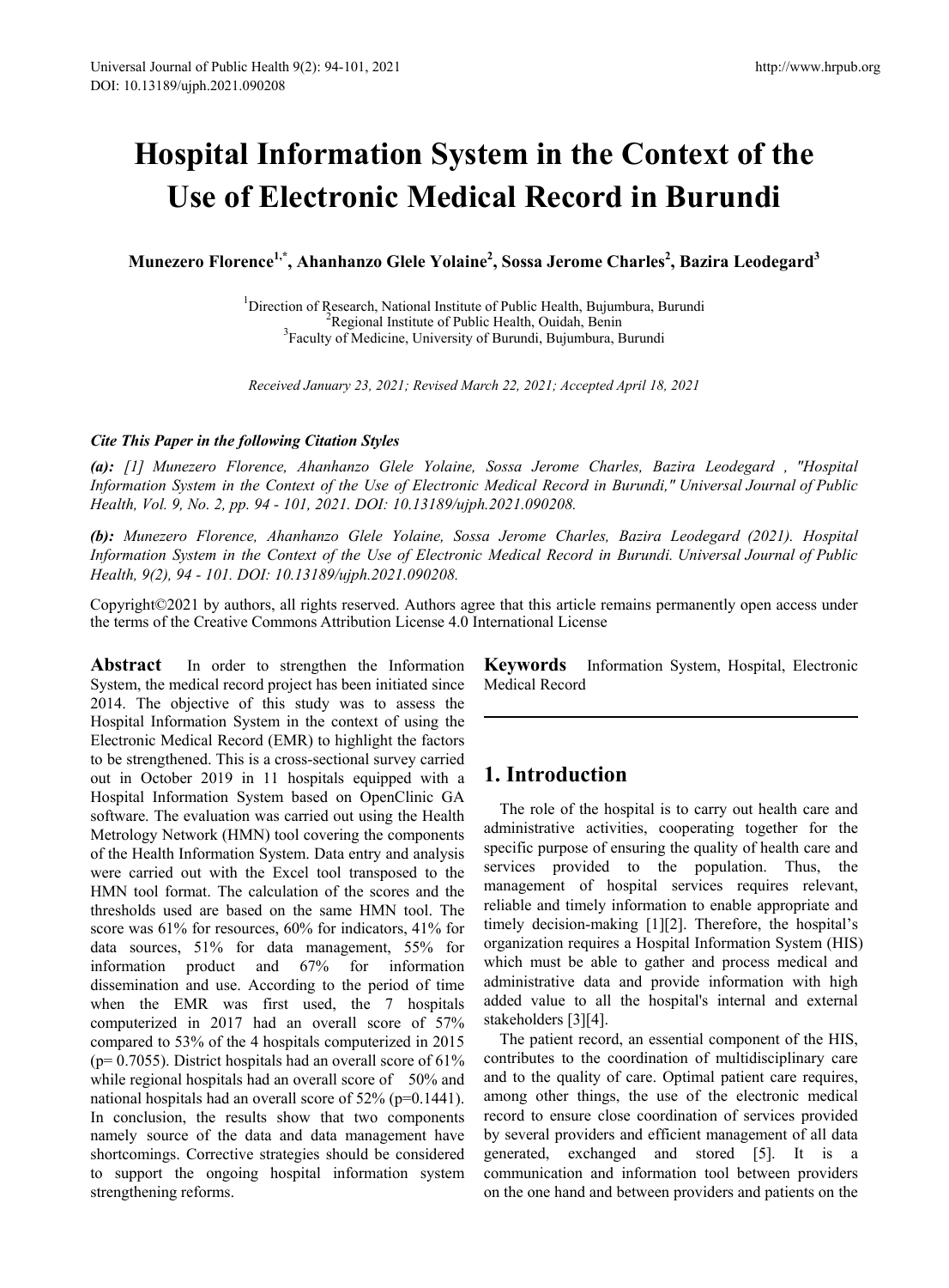# Hospital Information System in the Context of the Use of Electronic Medical Record in Burundi

**Munezero Florence[1,*], Ahanhanzo Glele Yolaine[2], Sossa Jerome Charles[2], Bazira Leodegard[3]**

[1]Direction of Research, National Institute of Public Health, Bujumbura, Burundi
[2]Regional Institute of Public Health, Ouidah, Benin
[3]Faculty of Medicine, University of Burundi, Bujumbura, Burundi

*Received January 23, 2021; Revised March 22, 2021; Accepted April 18, 2021*

***Cite This Paper in the following Citation Styles***

***(a):** [1] Munezero Florence, Ahanhanzo Glele Yolaine, Sossa Jerome Charles, Bazira Leodegard , "Hospital Information System in the Context of the Use of Electronic Medical Record in Burundi," Universal Journal of Public Health, Vol. 9, No. 2, pp. 94 - 101, 2021. DOI: 10.13189/ujph.2021.090208.*

***(b):** Munezero Florence, Ahanhanzo Glele Yolaine, Sossa Jerome Charles, Bazira Leodegard (2021). Hospital Information System in the Context of the Use of Electronic Medical Record in Burundi. Universal Journal of Public Health, 9(2), 94 - 101. DOI: 10.13189/ujph.2021.090208.*

Copyright©2021 by authors, all rights reserved. Authors agree that this article remains permanently open access under the terms of the Creative Commons Attribution License 4.0 International License

**Abstract** In order to strengthen the Information System, the medical record project has been initiated since 2014. The objective of this study was to assess the Hospital Information System in the context of using the Electronic Medical Record (EMR) to highlight the factors to be strengthened. This is a cross-sectional survey carried out in October 2019 in 11 hospitals equipped with a Hospital Information System based on OpenClinic GA software. The evaluation was carried out using the Health Metrology Network (HMN) tool covering the components of the Health Information System. Data entry and analysis were carried out with the Excel tool transposed to the HMN tool format. The calculation of the scores and the thresholds used are based on the same HMN tool. The score was 61% for resources, 60% for indicators, 41% for data sources, 51% for data management, 55% for information product and 67% for information dissemination and use. According to the period of time when the EMR was first used, the 7 hospitals computerized in 2017 had an overall score of 57% compared to 53% of the 4 hospitals computerized in 2015 ($p= 0.7055$). District hospitals had an overall score of 61% while regional hospitals had an overall score of 50% and national hospitals had an overall score of 52% ($p=0.1441$). In conclusion, the results show that two components namely source of the data and data management have shortcomings. Corrective strategies should be considered to support the ongoing hospital information system strengthening reforms.

**Keywords** Information System, Hospital, Electronic Medical Record

## 1. Introduction

The role of the hospital is to carry out health care and administrative activities, cooperating together for the specific purpose of ensuring the quality of health care and services provided to the population. Thus, the management of hospital services requires relevant, reliable and timely information to enable appropriate and timely decision-making [1][2]. Therefore, the hospital's organization requires a Hospital Information System (HIS) which must be able to gather and process medical and administrative data and provide information with high added value to all the hospital's internal and external stakeholders [3][4].

The patient record, an essential component of the HIS, contributes to the coordination of multidisciplinary care and to the quality of care. Optimal patient care requires, among other things, the use of the electronic medical record to ensure close coordination of services provided by several providers and efficient management of all data generated, exchanged and stored [5]. It is a communication and information tool between providers on the one hand and between providers and patients on the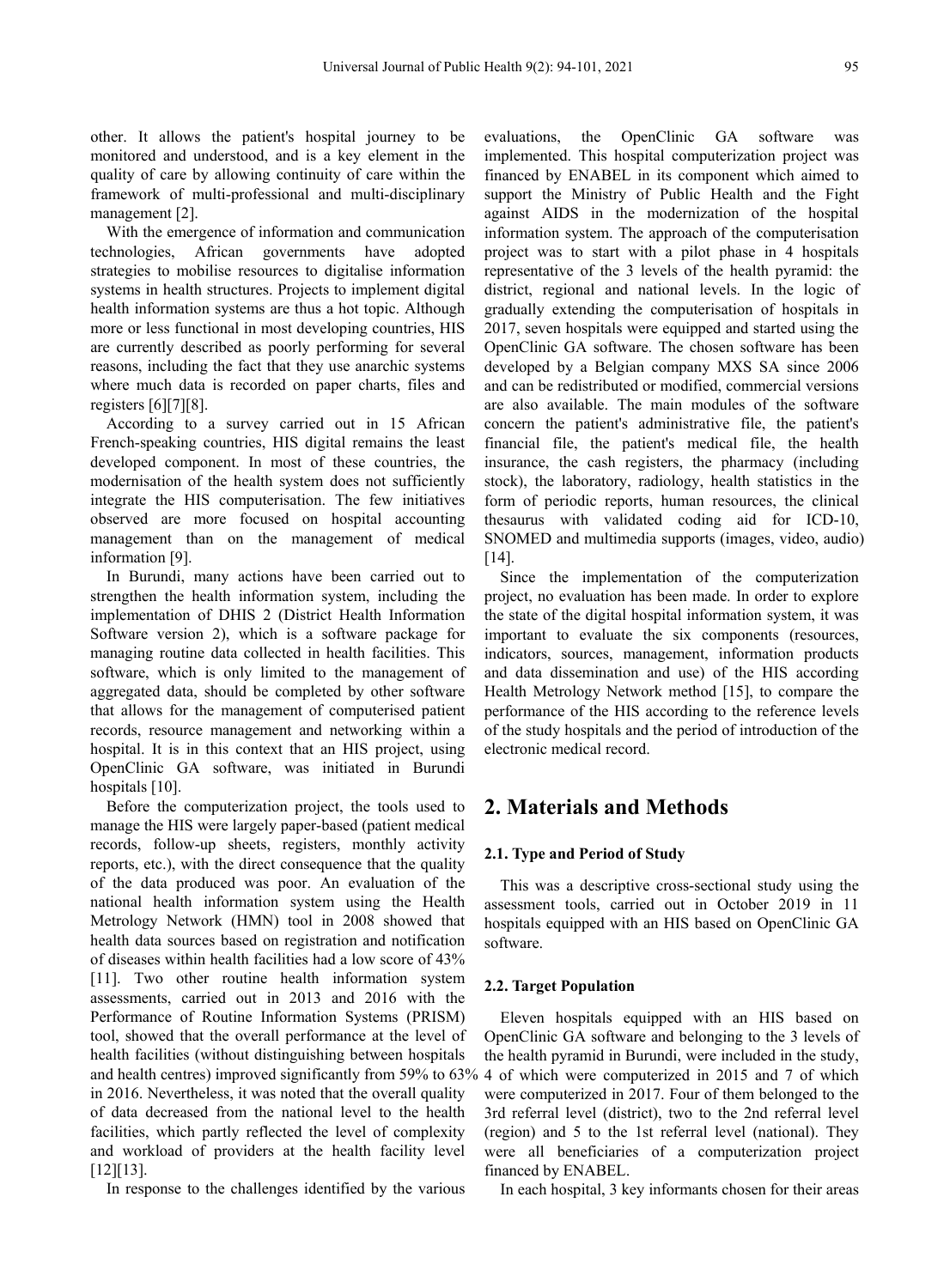other. It allows the patient's hospital journey to be monitored and understood, and is a key element in the quality of care by allowing continuity of care within the framework of multi-professional and multi-disciplinary management [2].

With the emergence of information and communication technologies, African governments have adopted strategies to mobilise resources to digitalise information systems in health structures. Projects to implement digital health information systems are thus a hot topic. Although more or less functional in most developing countries, HIS are currently described as poorly performing for several reasons, including the fact that they use anarchic systems where much data is recorded on paper charts, files and registers [6][7][8].

According to a survey carried out in 15 African French-speaking countries, HIS digital remains the least developed component. In most of these countries, the modernisation of the health system does not sufficiently integrate the HIS computerisation. The few initiatives observed are more focused on hospital accounting management than on the management of medical information [9].

In Burundi, many actions have been carried out to strengthen the health information system, including the implementation of DHIS 2 (District Health Information Software version 2), which is a software package for managing routine data collected in health facilities. This software, which is only limited to the management of aggregated data, should be completed by other software that allows for the management of computerised patient records, resource management and networking within a hospital. It is in this context that an HIS project, using OpenClinic GA software, was initiated in Burundi hospitals [10].

Before the computerization project, the tools used to manage the HIS were largely paper-based (patient medical records, follow-up sheets, registers, monthly activity reports, etc.), with the direct consequence that the quality of the data produced was poor. An evaluation of the national health information system using the Health Metrology Network (HMN) tool in 2008 showed that health data sources based on registration and notification of diseases within health facilities had a low score of 43% [11]. Two other routine health information system assessments, carried out in 2013 and 2016 with the Performance of Routine Information Systems (PRISM) tool, showed that the overall performance at the level of health facilities (without distinguishing between hospitals and health centres) improved significantly from 59% to 63% in 2016. Nevertheless, it was noted that the overall quality of data decreased from the national level to the health facilities, which partly reflected the level of complexity and workload of providers at the health facility level [12][13].

In response to the challenges identified by the various evaluations, the OpenClinic GA software was implemented. This hospital computerization project was financed by ENABEL in its component which aimed to support the Ministry of Public Health and the Fight against AIDS in the modernization of the hospital information system. The approach of the computerisation project was to start with a pilot phase in 4 hospitals representative of the 3 levels of the health pyramid: the district, regional and national levels. In the logic of gradually extending the computerisation of hospitals in 2017, seven hospitals were equipped and started using the OpenClinic GA software. The chosen software has been developed by a Belgian company MXS SA since 2006 and can be redistributed or modified, commercial versions are also available. The main modules of the software concern the patient's administrative file, the patient's financial file, the patient's medical file, the health insurance, the cash registers, the pharmacy (including stock), the laboratory, radiology, health statistics in the form of periodic reports, human resources, the clinical thesaurus with validated coding aid for ICD-10, SNOMED and multimedia supports (images, video, audio) [14].

Since the implementation of the computerization project, no evaluation has been made. In order to explore the state of the digital hospital information system, it was important to evaluate the six components (resources, indicators, sources, management, information products and data dissemination and use) of the HIS according Health Metrology Network method [15], to compare the performance of the HIS according to the reference levels of the study hospitals and the period of introduction of the electronic medical record.

## 2. Materials and Methods

### 2.1. Type and Period of Study

This was a descriptive cross-sectional study using the assessment tools, carried out in October 2019 in 11 hospitals equipped with an HIS based on OpenClinic GA software.

### 2.2. Target Population

Eleven hospitals equipped with an HIS based on OpenClinic GA software and belonging to the 3 levels of the health pyramid in Burundi, were included in the study, 4 of which were computerized in 2015 and 7 of which were computerized in 2017. Four of them belonged to the 3rd referral level (district), two to the 2nd referral level (region) and 5 to the 1st referral level (national). They were all beneficiaries of a computerization project financed by ENABEL.

In each hospital, 3 key informants chosen for their areas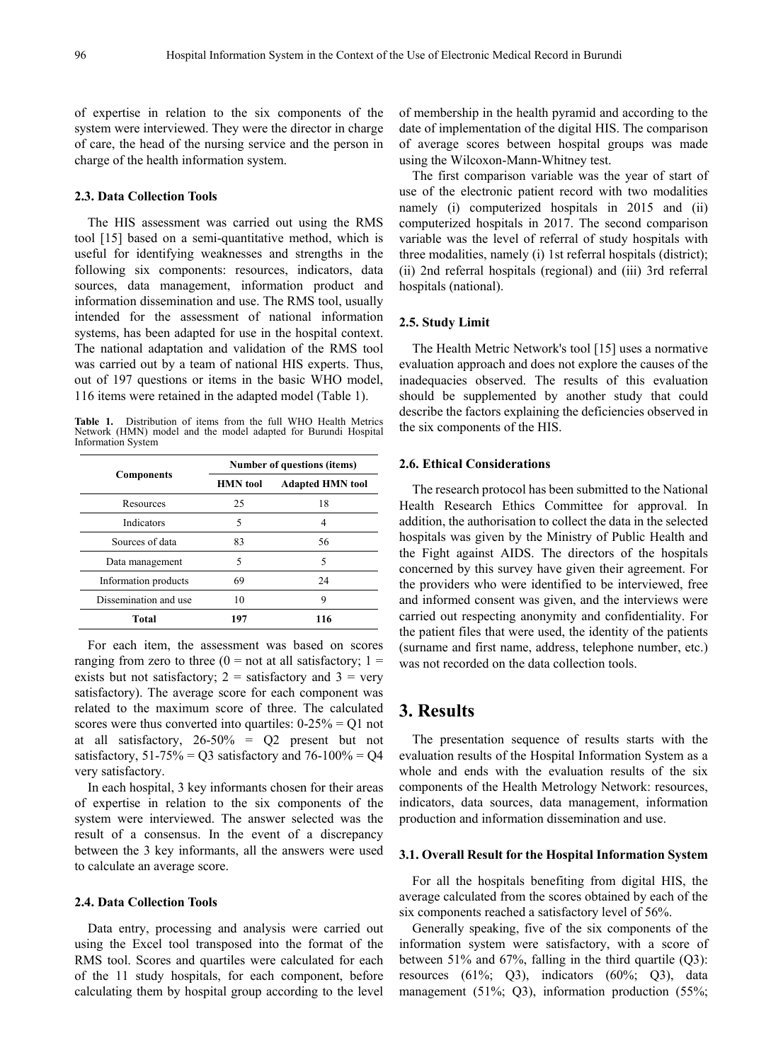of expertise in relation to the six components of the system were interviewed. They were the director in charge of care, the head of the nursing service and the person in charge of the health information system.

### 2.3. Data Collection Tools

The HIS assessment was carried out using the RMS tool [15] based on a semi-quantitative method, which is useful for identifying weaknesses and strengths in the following six components: resources, indicators, data sources, data management, information product and information dissemination and use. The RMS tool, usually intended for the assessment of national information systems, has been adapted for use in the hospital context. The national adaptation and validation of the RMS tool was carried out by a team of national HIS experts. Thus, out of 197 questions or items in the basic WHO model, 116 items were retained in the adapted model (Table 1).

**Table 1.** Distribution of items from the full WHO Health Metrics Network (HMN) model and the model adapted for Burundi Hospital Information System

| Components | Number of questions (items) | |
|---|---|---|
| | HMN tool | Adapted HMN tool |
| Resources | 25 | 18 |
| Indicators | 5 | 4 |
| Sources of data | 83 | 56 |
| Data management | 5 | 5 |
| Information products | 69 | 24 |
| Dissemination and use | 10 | 9 |
| **Total** | **197** | **116** |

For each item, the assessment was based on scores ranging from zero to three (0 = not at all satisfactory; 1 = exists but not satisfactory; 2 = satisfactory and 3 = very satisfactory). The average score for each component was related to the maximum score of three. The calculated scores were thus converted into quartiles: 0-25% = Q1 not at all satisfactory, 26-50% = Q2 present but not satisfactory, 51-75% = Q3 satisfactory and 76-100% = Q4 very satisfactory.

In each hospital, 3 key informants chosen for their areas of expertise in relation to the six components of the system were interviewed. The answer selected was the result of a consensus. In the event of a discrepancy between the 3 key informants, all the answers were used to calculate an average score.

### 2.4. Data Collection Tools

Data entry, processing and analysis were carried out using the Excel tool transposed into the format of the RMS tool. Scores and quartiles were calculated for each of the 11 study hospitals, for each component, before calculating them by hospital group according to the level of membership in the health pyramid and according to the date of implementation of the digital HIS. The comparison of average scores between hospital groups was made using the Wilcoxon-Mann-Whitney test.

The first comparison variable was the year of start of use of the electronic patient record with two modalities namely (i) computerized hospitals in 2015 and (ii) computerized hospitals in 2017. The second comparison variable was the level of referral of study hospitals with three modalities, namely (i) 1st referral hospitals (district); (ii) 2nd referral hospitals (regional) and (iii) 3rd referral hospitals (national).

### 2.5. Study Limit

The Health Metric Network's tool [15] uses a normative evaluation approach and does not explore the causes of the inadequacies observed. The results of this evaluation should be supplemented by another study that could describe the factors explaining the deficiencies observed in the six components of the HIS.

### 2.6. Ethical Considerations

The research protocol has been submitted to the National Health Research Ethics Committee for approval. In addition, the authorisation to collect the data in the selected hospitals was given by the Ministry of Public Health and the Fight against AIDS. The directors of the hospitals concerned by this survey have given their agreement. For the providers who were identified to be interviewed, free and informed consent was given, and the interviews were carried out respecting anonymity and confidentiality. For the patient files that were used, the identity of the patients (surname and first name, address, telephone number, etc.) was not recorded on the data collection tools.

## 3. Results

The presentation sequence of results starts with the evaluation results of the Hospital Information System as a whole and ends with the evaluation results of the six components of the Health Metrology Network: resources, indicators, data sources, data management, information production and information dissemination and use.

### 3.1. Overall Result for the Hospital Information System

For all the hospitals benefiting from digital HIS, the average calculated from the scores obtained by each of the six components reached a satisfactory level of 56%.

Generally speaking, five of the six components of the information system were satisfactory, with a score of between 51% and 67%, falling in the third quartile (Q3): resources (61%; Q3), indicators (60%; Q3), data management (51%; Q3), information production (55%;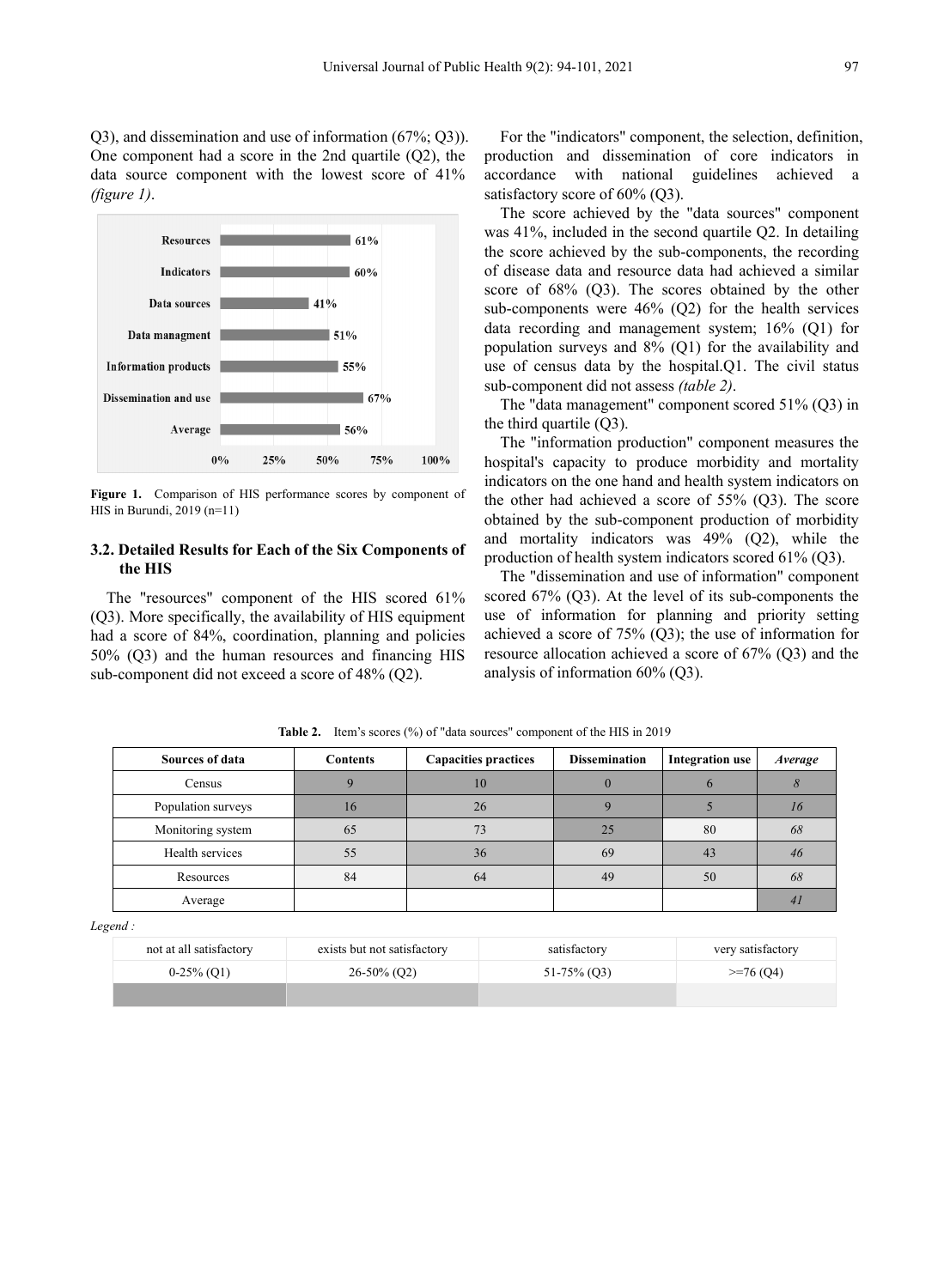Q3), and dissemination and use of information (67%; Q3)). One component had a score in the 2nd quartile (Q2), the data source component with the lowest score of 41% *(figure 1)*.

**Figure 1.** Comparison of HIS performance scores by component of HIS in Burundi, 2019 (n=11)

### 3.2. Detailed Results for Each of the Six Components of the HIS

The "resources" component of the HIS scored 61% (Q3). More specifically, the availability of HIS equipment had a score of 84%, coordination, planning and policies 50% (Q3) and the human resources and financing HIS sub-component did not exceed a score of 48% (Q2).

For the "indicators" component, the selection, definition, production and dissemination of core indicators in accordance with national guidelines achieved a satisfactory score of 60% (Q3).

The score achieved by the "data sources" component was 41%, included in the second quartile Q2. In detailing the score achieved by the sub-components, the recording of disease data and resource data had achieved a similar score of 68% (Q3). The scores obtained by the other sub-components were 46% (Q2) for the health services data recording and management system; 16% (Q1) for population surveys and 8% (Q1) for the availability and use of census data by the hospital.Q1. The civil status sub-component did not assess *(table 2)*.

The "data management" component scored 51% (Q3) in the third quartile (Q3).

The "information production" component measures the hospital's capacity to produce morbidity and mortality indicators on the one hand and health system indicators on the other had achieved a score of 55% (Q3). The score obtained by the sub-component production of morbidity and mortality indicators was 49% (Q2), while the production of health system indicators scored 61% (Q3).

The "dissemination and use of information" component scored 67% (Q3). At the level of its sub-components the use of information for planning and priority setting achieved a score of 75% (Q3); the use of information for resource allocation achieved a score of 67% (Q3) and the analysis of information 60% (Q3).

**Table 2.** Item's scores (%) of "data sources" component of the HIS in 2019

| Sources of data | Contents | Capacities practices | Dissemination | Integration use | *Average* |
|---|---|---|---|---|---|
| Census | 9 | 10 | 0 | 6 | *8* |
| Population surveys | 16 | 26 | 9 | 5 | *16* |
| Monitoring system | 65 | 73 | 25 | 80 | *68* |
| Health services | 55 | 36 | 69 | 43 | *46* |
| Resources | 84 | 64 | 49 | 50 | *68* |
| Average | | | | | *41* |

*Legend :*

| not at all satisfactory | exists but not satisfactory | satisfactory | very satisfactory |
|---|---|---|---|
| 0-25% (Q1) | 26-50% (Q2) | 51-75% (Q3) | >=76 (Q4) |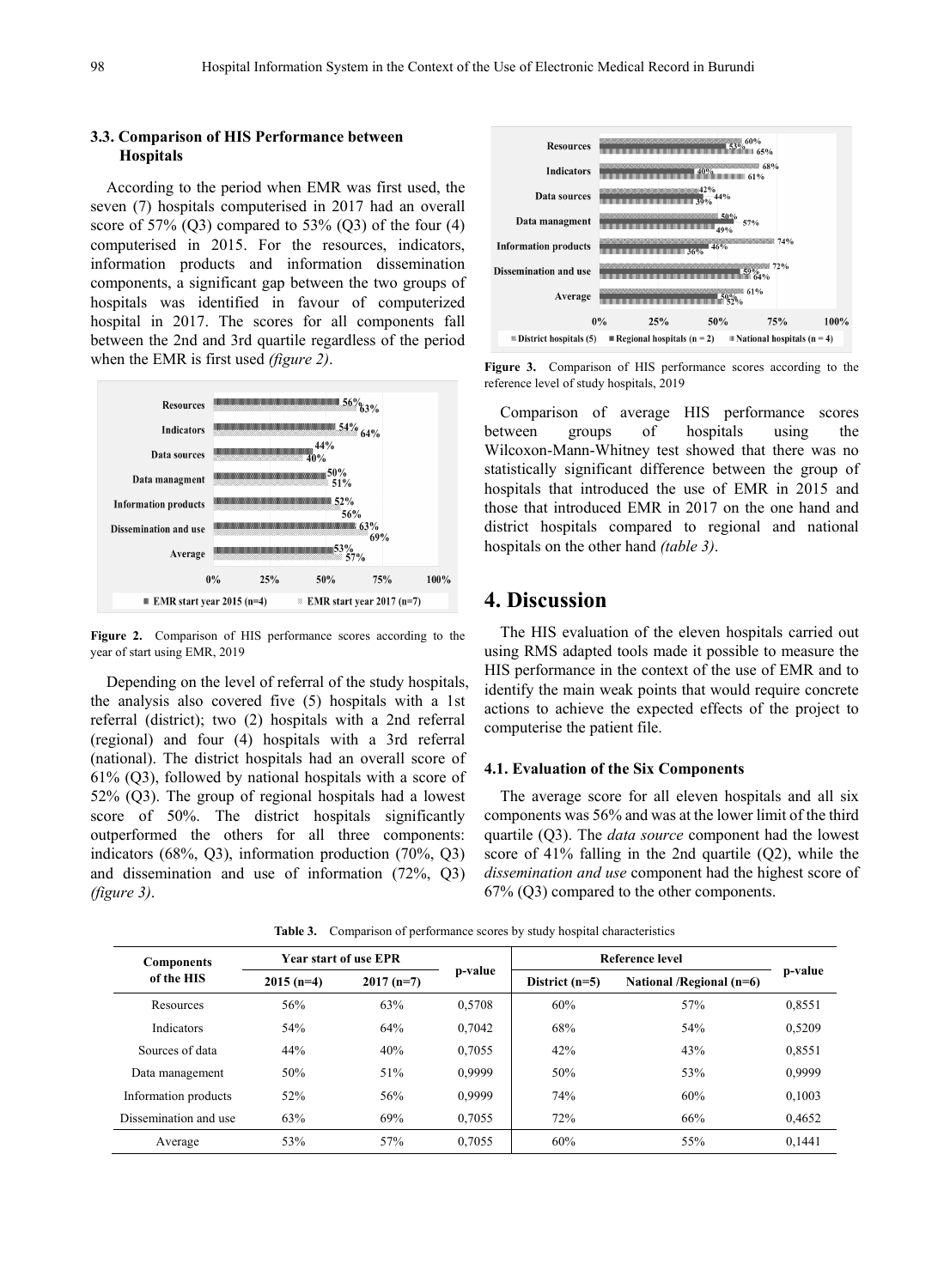### 3.3. Comparison of HIS Performance between Hospitals

According to the period when EMR was first used, the seven (7) hospitals computerised in 2017 had an overall score of 57% (Q3) compared to 53% (Q3) of the four (4) computerised in 2015. For the resources, indicators, information products and information dissemination components, a significant gap between the two groups of hospitals was identified in favour of computerized hospital in 2017. The scores for all components fall between the 2nd and 3rd quartile regardless of the period when the EMR is first used *(figure 2)*.

**Figure 2.** Comparison of HIS performance scores according to the year of start using EMR, 2019

Depending on the level of referral of the study hospitals, the analysis also covered five (5) hospitals with a 1st referral (district); two (2) hospitals with a 2nd referral (regional) and four (4) hospitals with a 3rd referral (national). The district hospitals had an overall score of 61% (Q3), followed by national hospitals with a score of 52% (Q3). The group of regional hospitals had a lowest score of 50%. The district hospitals significantly outperformed the others for all three components: indicators (68%, Q3), information production (70%, Q3) and dissemination and use of information (72%, Q3) *(figure 3)*.

**Figure 3.** Comparison of HIS performance scores according to the reference level of study hospitals, 2019

Comparison of average HIS performance scores between groups of hospitals using the Wilcoxon-Mann-Whitney test showed that there was no statistically significant difference between the group of hospitals that introduced the use of EMR in 2015 and those that introduced EMR in 2017 on the one hand and district hospitals compared to regional and national hospitals on the other hand *(table 3)*.

# 4. Discussion

The HIS evaluation of the eleven hospitals carried out using RMS adapted tools made it possible to measure the HIS performance in the context of the use of EMR and to identify the main weak points that would require concrete actions to achieve the expected effects of the project to computerise the patient file.

### 4.1. Evaluation of the Six Components

The average score for all eleven hospitals and all six components was 56% and was at the lower limit of the third quartile (Q3). The *data source* component had the lowest score of 41% falling in the 2nd quartile (Q2), while the *dissemination and use* component had the highest score of 67% (Q3) compared to the other components.

**Table 3.** Comparison of performance scores by study hospital characteristics

| Components of the HIS | Year start of use EPR | | p-value | Reference level | | p-value |
|---|---|---|---|---|---|---|
| | 2015 (n=4) | 2017 (n=7) | | District (n=5) | National /Regional (n=6) | |
| Resources | 56% | 63% | 0,5708 | 60% | 57% | 0,8551 |
| Indicators | 54% | 64% | 0,7042 | 68% | 54% | 0,5209 |
| Sources of data | 44% | 40% | 0,7055 | 42% | 43% | 0,8551 |
| Data management | 50% | 51% | 0,9999 | 50% | 53% | 0,9999 |
| Information products | 52% | 56% | 0,9999 | 74% | 60% | 0,1003 |
| Dissemination and use | 63% | 69% | 0,7055 | 72% | 66% | 0,4652 |
| Average | 53% | 57% | 0,7055 | 60% | 55% | 0,1441 |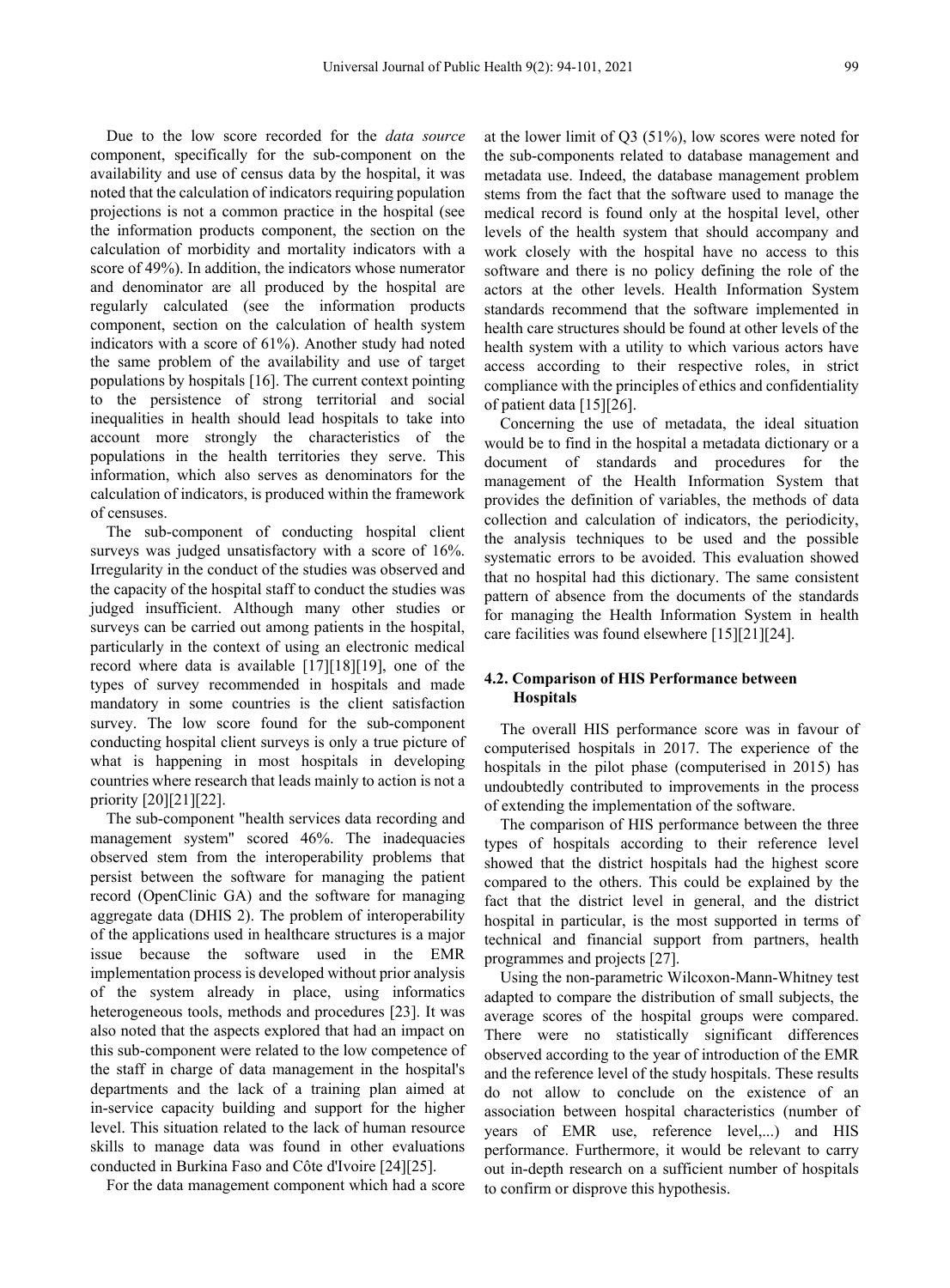Due to the low score recorded for the *data source* component, specifically for the sub-component on the availability and use of census data by the hospital, it was noted that the calculation of indicators requiring population projections is not a common practice in the hospital (see the information products component, the section on the calculation of morbidity and mortality indicators with a score of 49%). In addition, the indicators whose numerator and denominator are all produced by the hospital are regularly calculated (see the information products component, section on the calculation of health system indicators with a score of 61%). Another study had noted the same problem of the availability and use of target populations by hospitals [16]. The current context pointing to the persistence of strong territorial and social inequalities in health should lead hospitals to take into account more strongly the characteristics of the populations in the health territories they serve. This information, which also serves as denominators for the calculation of indicators, is produced within the framework of censuses.

The sub-component of conducting hospital client surveys was judged unsatisfactory with a score of 16%. Irregularity in the conduct of the studies was observed and the capacity of the hospital staff to conduct the studies was judged insufficient. Although many other studies or surveys can be carried out among patients in the hospital, particularly in the context of using an electronic medical record where data is available [17][18][19], one of the types of survey recommended in hospitals and made mandatory in some countries is the client satisfaction survey. The low score found for the sub-component conducting hospital client surveys is only a true picture of what is happening in most hospitals in developing countries where research that leads mainly to action is not a priority [20][21][22].

The sub-component "health services data recording and management system" scored 46%. The inadequacies observed stem from the interoperability problems that persist between the software for managing the patient record (OpenClinic GA) and the software for managing aggregate data (DHIS 2). The problem of interoperability of the applications used in healthcare structures is a major issue because the software used in the EMR implementation process is developed without prior analysis of the system already in place, using informatics heterogeneous tools, methods and procedures [23]. It was also noted that the aspects explored that had an impact on this sub-component were related to the low competence of the staff in charge of data management in the hospital's departments and the lack of a training plan aimed at in-service capacity building and support for the higher level. This situation related to the lack of human resource skills to manage data was found in other evaluations conducted in Burkina Faso and Côte d'Ivoire [24][25].

For the data management component which had a score at the lower limit of Q3 (51%), low scores were noted for the sub-components related to database management and metadata use. Indeed, the database management problem stems from the fact that the software used to manage the medical record is found only at the hospital level, other levels of the health system that should accompany and work closely with the hospital have no access to this software and there is no policy defining the role of the actors at the other levels. Health Information System standards recommend that the software implemented in health care structures should be found at other levels of the health system with a utility to which various actors have access according to their respective roles, in strict compliance with the principles of ethics and confidentiality of patient data [15][26].

Concerning the use of metadata, the ideal situation would be to find in the hospital a metadata dictionary or a document of standards and procedures for the management of the Health Information System that provides the definition of variables, the methods of data collection and calculation of indicators, the periodicity, the analysis techniques to be used and the possible systematic errors to be avoided. This evaluation showed that no hospital had this dictionary. The same consistent pattern of absence from the documents of the standards for managing the Health Information System in health care facilities was found elsewhere [15][21][24].

### 4.2. Comparison of HIS Performance between Hospitals

The overall HIS performance score was in favour of computerised hospitals in 2017. The experience of the hospitals in the pilot phase (computerised in 2015) has undoubtedly contributed to improvements in the process of extending the implementation of the software.

The comparison of HIS performance between the three types of hospitals according to their reference level showed that the district hospitals had the highest score compared to the others. This could be explained by the fact that the district level in general, and the district hospital in particular, is the most supported in terms of technical and financial support from partners, health programmes and projects [27].

Using the non-parametric Wilcoxon-Mann-Whitney test adapted to compare the distribution of small subjects, the average scores of the hospital groups were compared. There were no statistically significant differences observed according to the year of introduction of the EMR and the reference level of the study hospitals. These results do not allow to conclude on the existence of an association between hospital characteristics (number of years of EMR use, reference level,...) and HIS performance. Furthermore, it would be relevant to carry out in-depth research on a sufficient number of hospitals to confirm or disprove this hypothesis.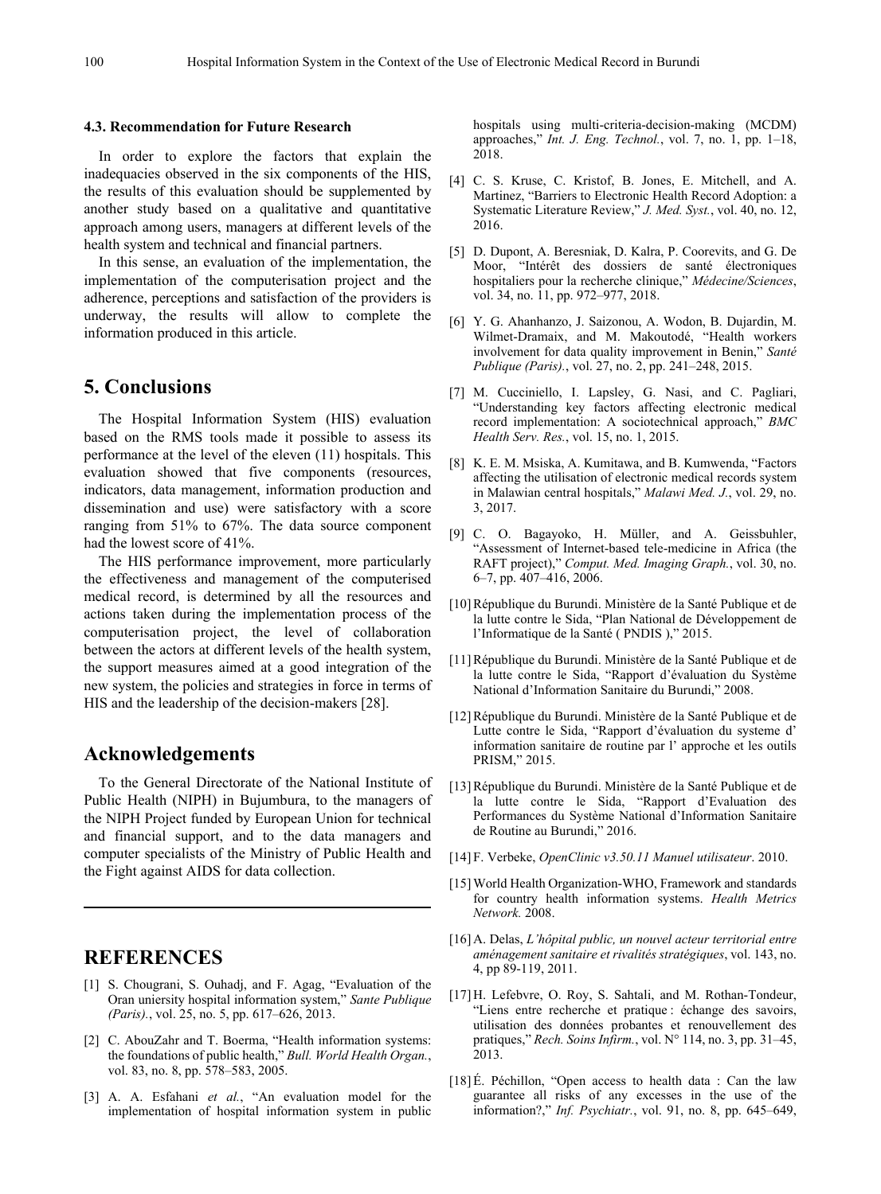### 4.3. Recommendation for Future Research

In order to explore the factors that explain the inadequacies observed in the six components of the HIS, the results of this evaluation should be supplemented by another study based on a qualitative and quantitative approach among users, managers at different levels of the health system and technical and financial partners.

In this sense, an evaluation of the implementation, the implementation of the computerisation project and the adherence, perceptions and satisfaction of the providers is underway, the results will allow to complete the information produced in this article.

## 5. Conclusions

The Hospital Information System (HIS) evaluation based on the RMS tools made it possible to assess its performance at the level of the eleven (11) hospitals. This evaluation showed that five components (resources, indicators, data management, information production and dissemination and use) were satisfactory with a score ranging from 51% to 67%. The data source component had the lowest score of 41%.

The HIS performance improvement, more particularly the effectiveness and management of the computerised medical record, is determined by all the resources and actions taken during the implementation process of the computerisation project, the level of collaboration between the actors at different levels of the health system, the support measures aimed at a good integration of the new system, the policies and strategies in force in terms of HIS and the leadership of the decision-makers [28].

## Acknowledgements

To the General Directorate of the National Institute of Public Health (NIPH) in Bujumbura, to the managers of the NIPH Project funded by European Union for technical and financial support, and to the data managers and computer specialists of the Ministry of Public Health and the Fight against AIDS for data collection.

## REFERENCES

[1] S. Chougrani, S. Ouhadj, and F. Agag, "Evaluation of the Oran uniersity hospital information system," *Sante Publique (Paris).*, vol. 25, no. 5, pp. 617–626, 2013.

[2] C. AbouZahr and T. Boerma, "Health information systems: the foundations of public health," *Bull. World Health Organ.*, vol. 83, no. 8, pp. 578–583, 2005.

[3] A. A. Esfahani *et al.*, "An evaluation model for the implementation of hospital information system in public hospitals using multi-criteria-decision-making (MCDM) approaches," *Int. J. Eng. Technol.*, vol. 7, no. 1, pp. 1–18, 2018.

[4] C. S. Kruse, C. Kristof, B. Jones, E. Mitchell, and A. Martinez, "Barriers to Electronic Health Record Adoption: a Systematic Literature Review," *J. Med. Syst.*, vol. 40, no. 12, 2016.

[5] D. Dupont, A. Beresniak, D. Kalra, P. Coorevits, and G. De Moor, "Intérêt des dossiers de santé électroniques hospitaliers pour la recherche clinique," *Médecine/Sciences*, vol. 34, no. 11, pp. 972–977, 2018.

[6] Y. G. Ahanhanzo, J. Saizonou, A. Wodon, B. Dujardin, M. Wilmet-Dramaix, and M. Makoutodé, "Health workers involvement for data quality improvement in Benin," *Santé Publique (Paris).*, vol. 27, no. 2, pp. 241–248, 2015.

[7] M. Cucciniello, I. Lapsley, G. Nasi, and C. Pagliari, "Understanding key factors affecting electronic medical record implementation: A sociotechnical approach," *BMC Health Serv. Res.*, vol. 15, no. 1, 2015.

[8] K. E. M. Msiska, A. Kumitawa, and B. Kumwenda, "Factors affecting the utilisation of electronic medical records system in Malawian central hospitals," *Malawi Med. J.*, vol. 29, no. 3, 2017.

[9] C. O. Bagayoko, H. Müller, and A. Geissbuhler, "Assessment of Internet-based tele-medicine in Africa (the RAFT project)," *Comput. Med. Imaging Graph.*, vol. 30, no. 6–7, pp. 407–416, 2006.

[10] République du Burundi. Ministère de la Santé Publique et de la lutte contre le Sida, "Plan National de Développement de l'Informatique de la Santé ( PNDIS )," 2015.

[11] République du Burundi. Ministère de la Santé Publique et de la lutte contre le Sida, "Rapport d'évaluation du Système National d'Information Sanitaire du Burundi," 2008.

[12] République du Burundi. Ministère de la Santé Publique et de Lutte contre le Sida, "Rapport d'évaluation du systeme d' information sanitaire de routine par l' approche et les outils PRISM," 2015.

[13] République du Burundi. Ministère de la Santé Publique et de la lutte contre le Sida, "Rapport d'Evaluation des Performances du Système National d'Information Sanitaire de Routine au Burundi," 2016.

[14] F. Verbeke, *OpenClinic v3.50.11 Manuel utilisateur*. 2010.

[15] World Health Organization-WHO, Framework and standards for country health information systems. *Health Metrics Network.* 2008.

[16] A. Delas, *L'hôpital public, un nouvel acteur territorial entre aménagement sanitaire et rivalités stratégiques*, vol. 143, no. 4, pp 89-119, 2011.

[17] H. Lefebvre, O. Roy, S. Sahtali, and M. Rothan-Tondeur, "Liens entre recherche et pratique : échange des savoirs, utilisation des données probantes et renouvellement des pratiques," *Rech. Soins Infirm.*, vol. N° 114, no. 3, pp. 31–45, 2013.

[18] É. Péchillon, "Open access to health data : Can the law guarantee all risks of any excesses in the use of the information?," *Inf. Psychiatr.*, vol. 91, no. 8, pp. 645–649,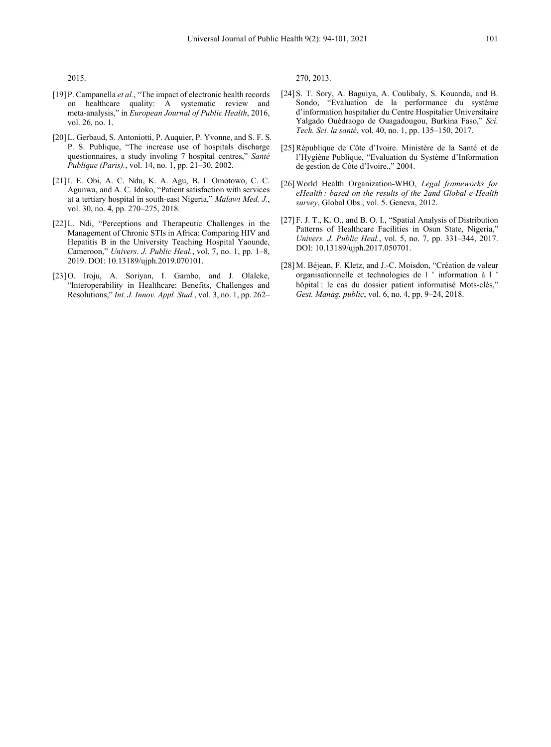2015.

[19] P. Campanella *et al.*, "The impact of electronic health records on healthcare quality: A systematic review and meta-analysis," in *European Journal of Public Health*, 2016, vol. 26, no. 1.

[20] L. Gerbaud, S. Antoniotti, P. Auquier, P. Yvonne, and S. F. S. P. S. Publique, "The increase use of hospitals discharge questionnaires, a study involing 7 hospital centres," *Santé Publique (Paris).*, vol. 14, no. 1, pp. 21–30, 2002.

[21] I. E. Obi, A. C. Ndu, K. A. Agu, B. I. Omotowo, C. C. Agunwa, and A. C. Idoko, "Patient satisfaction with services at a tertiary hospital in south-east Nigeria," *Malawi Med. J.*, vol. 30, no. 4, pp. 270–275, 2018.

[22] L. Ndi, "Perceptions and Therapeutic Challenges in the Management of Chronic STIs in Africa: Comparing HIV and Hepatitis B in the University Teaching Hospital Yaounde, Cameroon," *Univers. J. Public Heal.*, vol. 7, no. 1, pp. 1–8, 2019. DOI: 10.13189/ujph.2019.070101.

[23] O. Iroju, A. Soriyan, I. Gambo, and J. Olaleke, "Interoperability in Healthcare: Benefits, Challenges and Resolutions," *Int. J. Innov. Appl. Stud.*, vol. 3, no. 1, pp. 262–270, 2013.

[24] S. T. Sory, A. Baguiya, A. Coulibaly, S. Kouanda, and B. Sondo, "Evaluation de la performance du système d'information hospitalier du Centre Hospitalier Universitaire Yalgado Ouédraogo de Ouagadougou, Burkina Faso," *Sci. Tech. Sci. la santé*, vol. 40, no. 1, pp. 135–150, 2017.

[25] République de Côte d'Ivoire. Ministère de la Santé et de l'Hygiène Publique, "Evaluation du Système d'Information de gestion de Côte d'Ivoire.," 2004.

[26] World Health Organization-WHO, *Legal frameworks for eHealth : based on the results of the 2and Global e-Health survey*, Global Obs., vol. 5. Geneva, 2012.

[27] F. J. T., K. O., and B. O. I., "Spatial Analysis of Distribution Patterns of Healthcare Facilities in Osun State, Nigeria," *Univers. J. Public Heal.*, vol. 5, no. 7, pp. 331–344, 2017. DOI: 10.13189/ujph.2017.050701.

[28] M. Béjean, F. Kletz, and J.-C. Moisdon, "Création de valeur organisationnelle et technologies de l ' information à l ' hôpital : le cas du dossier patient informatisé Mots-clés," *Gest. Manag. public*, vol. 6, no. 4, pp. 9–24, 2018.